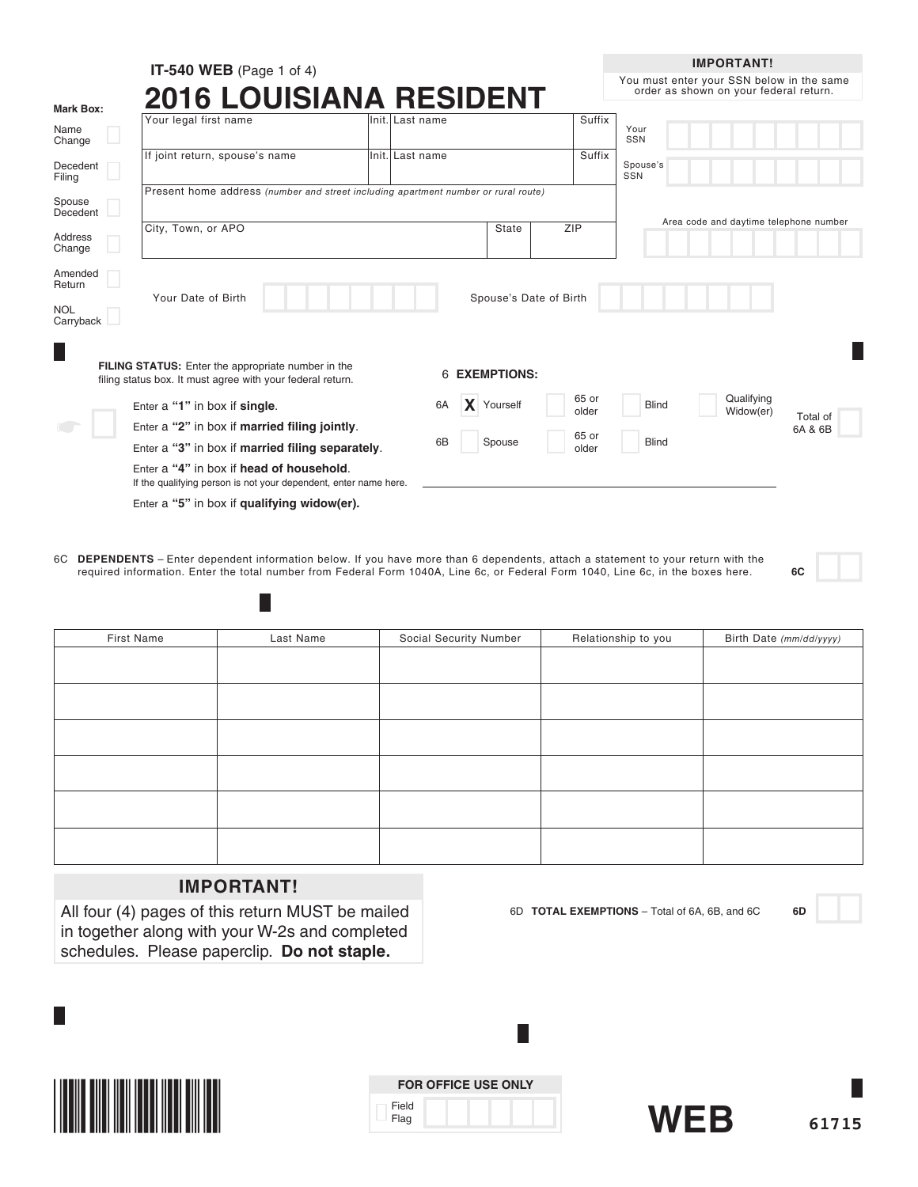**IT-540 WEB** (Page 1 of 4)

# 2016 LOUISIANA RESIDENT

**IMPORTANT!**
You must enter your SSN below in the same order as shown on your federal return.

**Mark Box:**

- Name Change
- Decedent Filing
- Spouse Decedent
- Address Change
- Amended Return
- NOL Carryback

| Your legal first name | Init. | Last name | Suffix |
|---|---|---|---|
| If joint return, spouse's name | Init. | Last name | Suffix |

Present home address *(number and street including apartment number or rural route)*

| City, Town, or APO | State | ZIP |
|---|---|---|

Your SSN

Spouse's SSN

Area code and daytime telephone number

Your Date of Birth

Spouse's Date of Birth

**FILING STATUS:** Enter the appropriate number in the filing status box. It must agree with your federal return.

Enter a **"1"** in box if **single**.

Enter a **"2"** in box if **married filing jointly**.

Enter a **"3"** in box if **married filing separately**.

Enter a **"4"** in box if **head of household**.
If the qualifying person is not your dependent, enter name here.

Enter a **"5"** in box if **qualifying widow(er).**

6 **EXEMPTIONS:**

6A X Yourself | 65 or older | Blind | Qualifying Widow(er)

6B Spouse | 65 or older | Blind

Total of 6A & 6B

6C **DEPENDENTS** – Enter dependent information below. If you have more than 6 dependents, attach a statement to your return with the required information. Enter the total number from Federal Form 1040A, Line 6c, or Federal Form 1040, Line 6c, in the boxes here. **6C**

| First Name | Last Name | Social Security Number | Relationship to you | Birth Date *(mm/dd/yyyy)* |
|---|---|---|---|---|
| | | | | |
| | | | | |
| | | | | |
| | | | | |
| | | | | |
| | | | | |

**IMPORTANT!**

All four (4) pages of this return MUST be mailed in together along with your W-2s and completed schedules. Please paperclip. **Do not staple.**

6D **TOTAL EXEMPTIONS** – Total of 6A, 6B, and 6C **6D**

**FOR OFFICE USE ONLY**
Field Flag

**WEB** 61715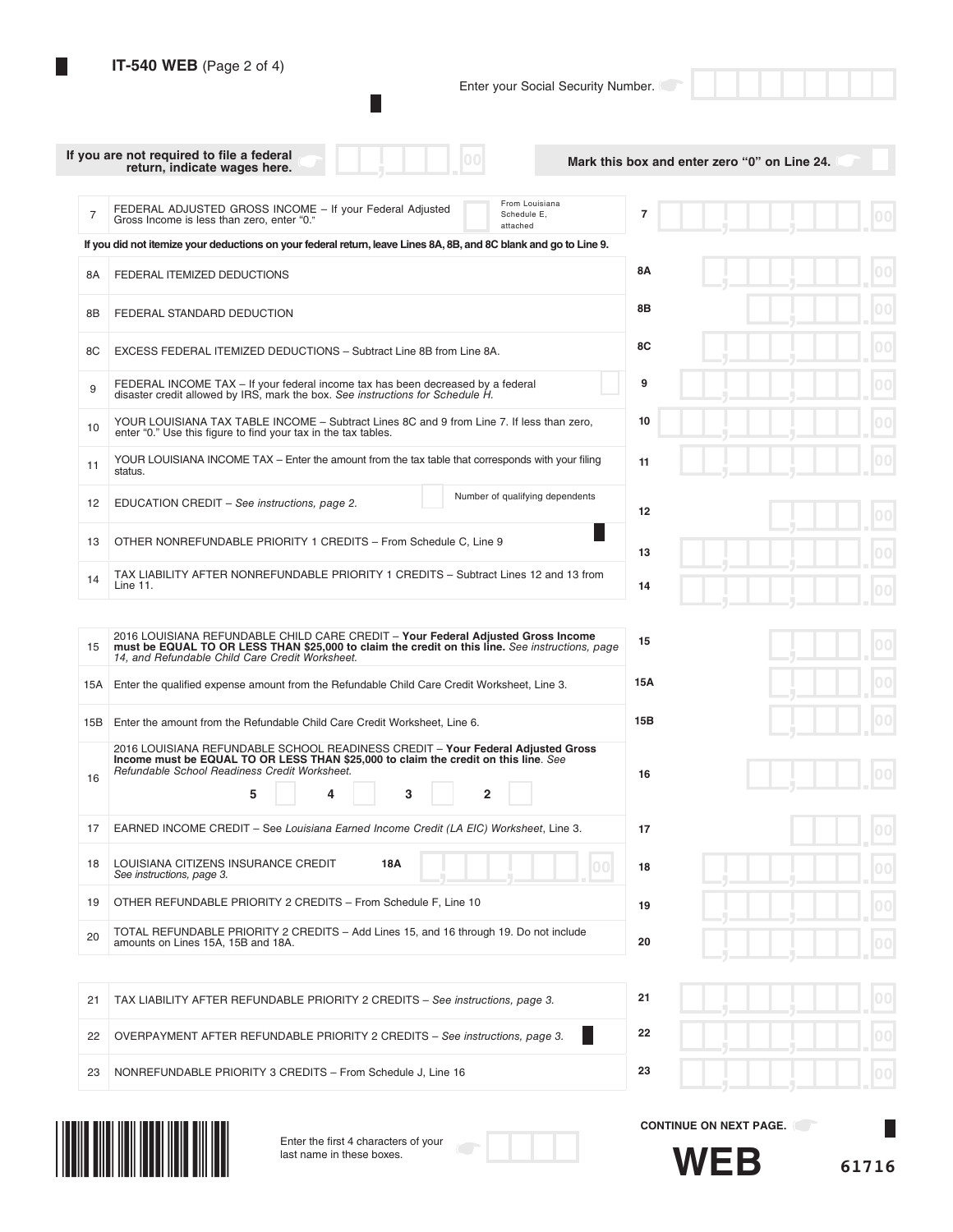**IT-540 WEB** (Page 2 of 4)

Enter your Social Security Number.

**If you are not required to file a federal return, indicate wages here.** ________ .00

**Mark this box and enter zero "0" on Line 24.** ☐

| Line | Description | Line | Amount |
|---|---|---|---|
| 7 | FEDERAL ADJUSTED GROSS INCOME – If your Federal Adjusted Gross Income is less than zero, enter "0." ☐ From Louisiana Schedule E, attached | 7 | .00 |
| | **If you did not itemize your deductions on your federal return, leave Lines 8A, 8B, and 8C blank and go to Line 9.** | | |
| 8A | FEDERAL ITEMIZED DEDUCTIONS | 8A | .00 |
| 8B | FEDERAL STANDARD DEDUCTION | 8B | .00 |
| 8C | EXCESS FEDERAL ITEMIZED DEDUCTIONS – Subtract Line 8B from Line 8A. | 8C | .00 |
| 9 | FEDERAL INCOME TAX – If your federal income tax has been decreased by a federal disaster credit allowed by IRS, mark the box. *See instructions for Schedule H.* ☐ | 9 | .00 |
| 10 | YOUR LOUISIANA TAX TABLE INCOME – Subtract Lines 8C and 9 from Line 7. If less than zero, enter "0." Use this figure to find your tax in the tax tables. | 10 | .00 |
| 11 | YOUR LOUISIANA INCOME TAX – Enter the amount from the tax table that corresponds with your filing status. | 11 | .00 |
| 12 | EDUCATION CREDIT – *See instructions, page 2.* ☐ Number of qualifying dependents | 12 | .00 |
| 13 | OTHER NONREFUNDABLE PRIORITY 1 CREDITS – From Schedule C, Line 9 | 13 | .00 |
| 14 | TAX LIABILITY AFTER NONREFUNDABLE PRIORITY 1 CREDITS – Subtract Lines 12 and 13 from Line 11. | 14 | .00 |

| Line | Description | Line | Amount |
|---|---|---|---|
| 15 | 2016 LOUISIANA REFUNDABLE CHILD CARE CREDIT – **Your Federal Adjusted Gross Income must be EQUAL TO OR LESS THAN $25,000 to claim the credit on this line.** *See instructions, page 14, and Refundable Child Care Credit Worksheet.* | 15 | .00 |
| 15A | Enter the qualified expense amount from the Refundable Child Care Credit Worksheet, Line 3. | 15A | .00 |
| 15B | Enter the amount from the Refundable Child Care Credit Worksheet, Line 6. | 15B | .00 |
| 16 | 2016 LOUISIANA REFUNDABLE SCHOOL READINESS CREDIT – **Your Federal Adjusted Gross Income must be EQUAL TO OR LESS THAN $25,000 to claim the credit on this line**. *See Refundable School Readiness Credit Worksheet.* 5 ☐ 4 ☐ 3 ☐ 2 ☐ | 16 | .00 |
| 17 | EARNED INCOME CREDIT – See *Louisiana Earned Income Credit (LA EIC) Worksheet*, Line 3. | 17 | .00 |
| 18 | LOUISIANA CITIZENS INSURANCE CREDIT *See instructions, page 3.* **18A** ________ .00 | 18 | .00 |
| 19 | OTHER REFUNDABLE PRIORITY 2 CREDITS – From Schedule F, Line 10 | 19 | .00 |
| 20 | TOTAL REFUNDABLE PRIORITY 2 CREDITS – Add Lines 15, and 16 through 19. Do not include amounts on Lines 15A, 15B and 18A. | 20 | .00 |

| Line | Description | Line | Amount |
|---|---|---|---|
| 21 | TAX LIABILITY AFTER REFUNDABLE PRIORITY 2 CREDITS – *See instructions, page 3.* | 21 | .00 |
| 22 | OVERPAYMENT AFTER REFUNDABLE PRIORITY 2 CREDITS – *See instructions, page 3.* | 22 | .00 |
| 23 | NONREFUNDABLE PRIORITY 3 CREDITS – From Schedule J, Line 16 | 23 | .00 |

Enter the first 4 characters of your last name in these boxes.

**CONTINUE ON NEXT PAGE.**

**WEB** 61716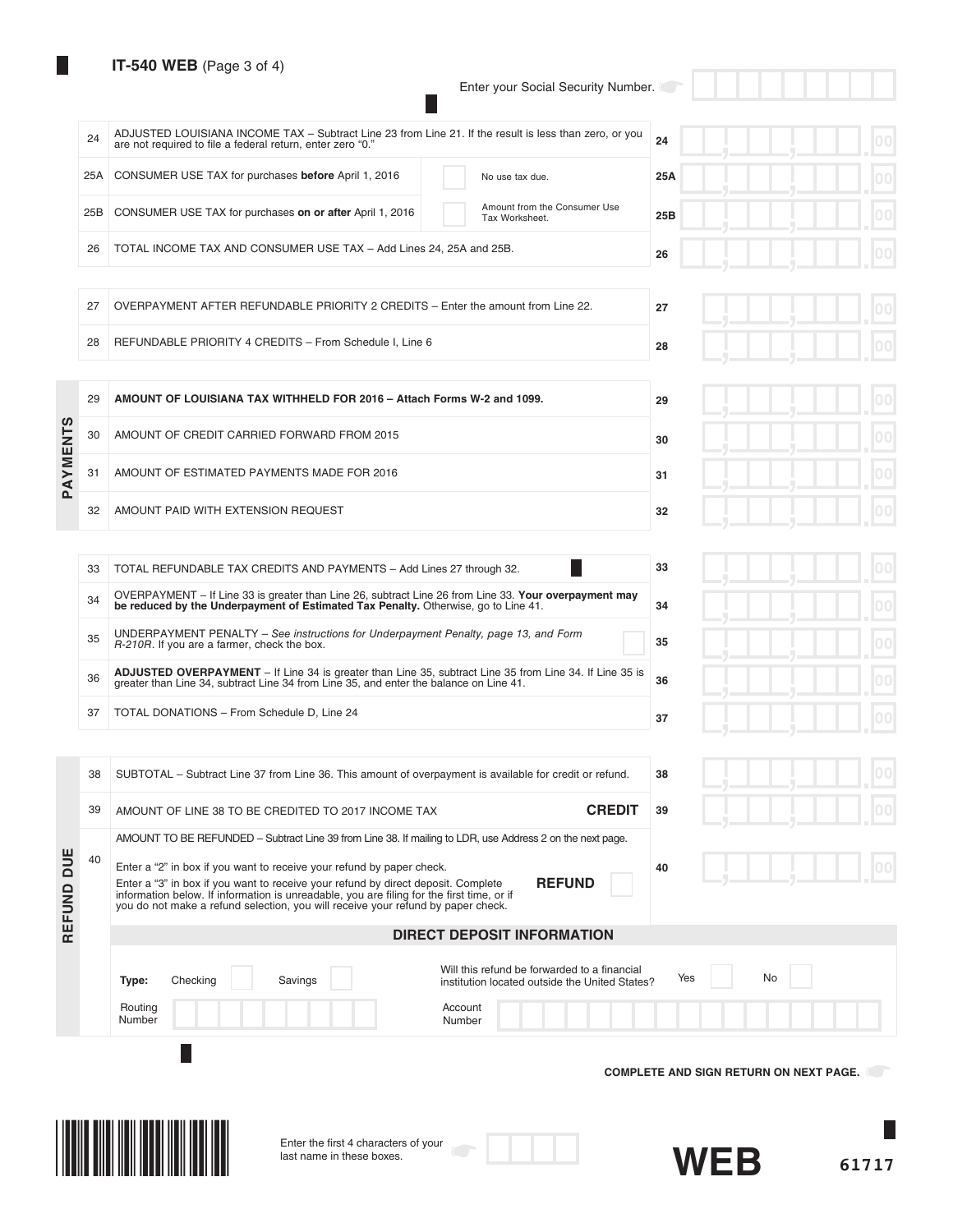**IT-540 WEB** (Page 3 of 4)

Enter your Social Security Number.

| | | |
|---|---|---|
| 24 | ADJUSTED LOUISIANA INCOME TAX – Subtract Line 23 from Line 21. If the result is less than zero, or you are not required to file a federal return, enter zero "0." | 24 ______ .00 |
| 25A | CONSUMER USE TAX for purchases **before** April 1, 2016 ☐ No use tax due. | 25A ______ .00 |
| 25B | CONSUMER USE TAX for purchases **on or after** April 1, 2016 ☐ Amount from the Consumer Use Tax Worksheet. | 25B ______ .00 |
| 26 | TOTAL INCOME TAX AND CONSUMER USE TAX – Add Lines 24, 25A and 25B. | 26 ______ .00 |

| | | |
|---|---|---|
| 27 | OVERPAYMENT AFTER REFUNDABLE PRIORITY 2 CREDITS – Enter the amount from Line 22. | 27 ______ .00 |
| 28 | REFUNDABLE PRIORITY 4 CREDITS – From Schedule I, Line 6 | 28 ______ .00 |

**PAYMENTS**

| | | |
|---|---|---|
| 29 | **AMOUNT OF LOUISIANA TAX WITHHELD FOR 2016 – Attach Forms W-2 and 1099.** | 29 ______ .00 |
| 30 | AMOUNT OF CREDIT CARRIED FORWARD FROM 2015 | 30 ______ .00 |
| 31 | AMOUNT OF ESTIMATED PAYMENTS MADE FOR 2016 | 31 ______ .00 |
| 32 | AMOUNT PAID WITH EXTENSION REQUEST | 32 ______ .00 |

| | | |
|---|---|---|
| 33 | TOTAL REFUNDABLE TAX CREDITS AND PAYMENTS – Add Lines 27 through 32. | 33 ______ .00 |
| 34 | OVERPAYMENT – If Line 33 is greater than Line 26, subtract Line 26 from Line 33. **Your overpayment may be reduced by the Underpayment of Estimated Tax Penalty.** Otherwise, go to Line 41. | 34 ______ .00 |
| 35 | UNDERPAYMENT PENALTY – *See instructions for Underpayment Penalty, page 13, and Form R-210R.* If you are a farmer, check the box. ☐ | 35 ______ .00 |
| 36 | **ADJUSTED OVERPAYMENT** – If Line 34 is greater than Line 35, subtract Line 35 from Line 34. If Line 35 is greater than Line 34, subtract Line 34 from Line 35, and enter the balance on Line 41. | 36 ______ .00 |
| 37 | TOTAL DONATIONS – From Schedule D, Line 24 | 37 ______ .00 |

**REFUND DUE**

| | | |
|---|---|---|
| 38 | SUBTOTAL – Subtract Line 37 from Line 36. This amount of overpayment is available for credit or refund. | 38 ______ .00 |
| 39 | AMOUNT OF LINE 38 TO BE CREDITED TO 2017 INCOME TAX **CREDIT** | 39 ______ .00 |
| 40 | AMOUNT TO BE REFUNDED – Subtract Line 39 from Line 38. If mailing to LDR, use Address 2 on the next page.<br>Enter a "2" in box if you want to receive your refund by paper check.<br>Enter a "3" in box if you want to receive your refund by direct deposit. Complete information below. If information is unreadable, you are filing for the first time, or if you do not make a refund selection, you will receive your refund by paper check. **REFUND** ☐ | 40 ______ .00 |

**DIRECT DEPOSIT INFORMATION**

**Type:** Checking ☐ Savings ☐

Will this refund be forwarded to a financial institution located outside the United States? Yes ☐ No ☐

Routing Number ______

Account Number ______

**COMPLETE AND SIGN RETURN ON NEXT PAGE.**

Enter the first 4 characters of your last name in these boxes.

**WEB**

61717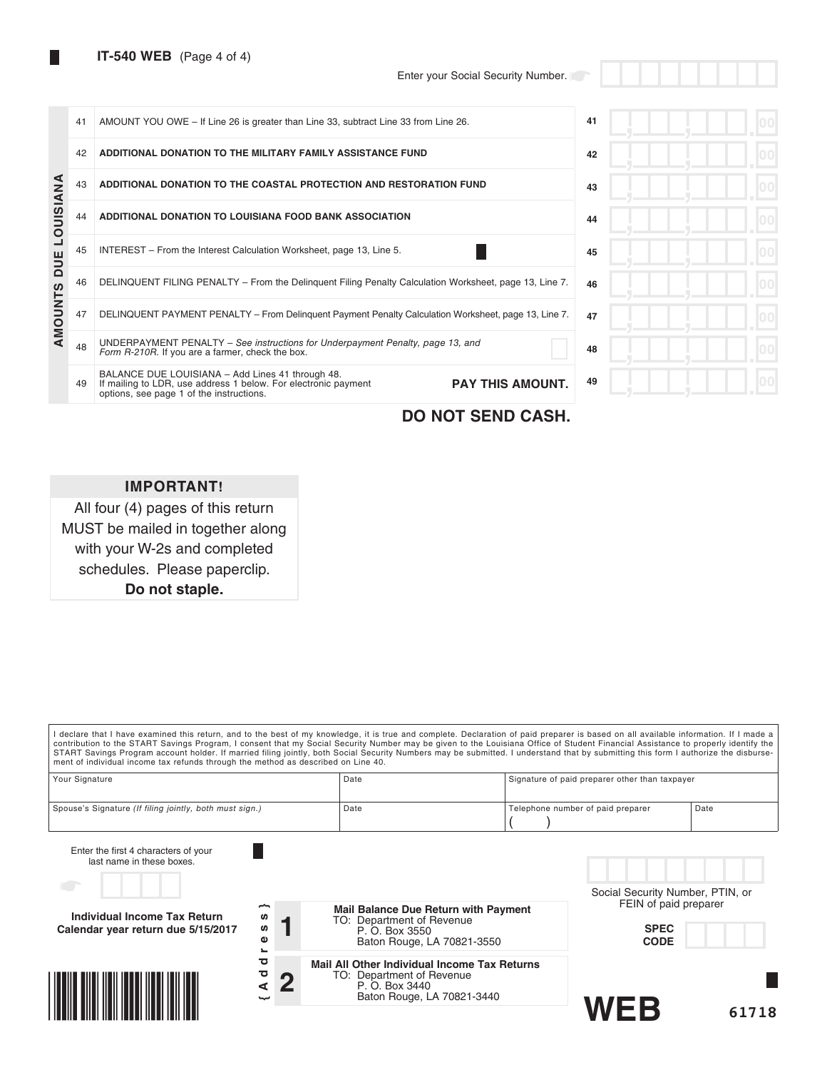**IT-540 WEB** (Page 4 of 4)

Enter your Social Security Number.

**AMOUNTS DUE LOUISIANA**

| Line | Description | Line | Amount |
|---|---|---|---|
| 41 | AMOUNT YOU OWE – If Line 26 is greater than Line 33, subtract Line 33 from Line 26. | 41 | .00 |
| 42 | **ADDITIONAL DONATION TO THE MILITARY FAMILY ASSISTANCE FUND** | 42 | .00 |
| 43 | **ADDITIONAL DONATION TO THE COASTAL PROTECTION AND RESTORATION FUND** | 43 | .00 |
| 44 | **ADDITIONAL DONATION TO LOUISIANA FOOD BANK ASSOCIATION** | 44 | .00 |
| 45 | INTEREST – From the Interest Calculation Worksheet, page 13, Line 5. | 45 | .00 |
| 46 | DELINQUENT FILING PENALTY – From the Delinquent Filing Penalty Calculation Worksheet, page 13, Line 7. | 46 | .00 |
| 47 | DELINQUENT PAYMENT PENALTY – From Delinquent Payment Penalty Calculation Worksheet, page 13, Line 7. | 47 | .00 |
| 48 | UNDERPAYMENT PENALTY – *See instructions for Underpayment Penalty, page 13, and Form R-210R.* If you are a farmer, check the box. | 48 | .00 |
| 49 | BALANCE DUE LOUISIANA – Add Lines 41 through 48. If mailing to LDR, use address 1 below. For electronic payment options, see page 1 of the instructions. **PAY THIS AMOUNT.** | 49 | .00 |

**DO NOT SEND CASH.**

**IMPORTANT!**

All four (4) pages of this return MUST be mailed in together along with your W-2s and completed schedules. Please paperclip. **Do not staple.**

I declare that I have examined this return, and to the best of my knowledge, it is true and complete. Declaration of paid preparer is based on all available information. If I made a contribution to the START Savings Program, I consent that my Social Security Number may be given to the Louisiana Office of Student Financial Assistance to properly identify the START Savings Program account holder. If married filing jointly, both Social Security Numbers may be submitted. I understand that by submitting this form I authorize the disbursement of individual income tax refunds through the method as described on Line 40.

| Your Signature | Date | Signature of paid preparer other than taxpayer | |
|---|---|---|---|
| Spouse's Signature *(If filing jointly, both must sign.)* | Date | Telephone number of paid preparer ( ) | Date |

Enter the first 4 characters of your last name in these boxes.

Social Security Number, PTIN, or FEIN of paid preparer

**Individual Income Tax Return**
**Calendar year return due 5/15/2017**

{Address}

**1** **Mail Balance Due Return with Payment**
TO: Department of Revenue
P. O. Box 3550
Baton Rouge, LA 70821-3550

**2** **Mail All Other Individual Income Tax Returns**
TO: Department of Revenue
P. O. Box 3440
Baton Rouge, LA 70821-3440

**SPEC CODE**

**WEB**

61718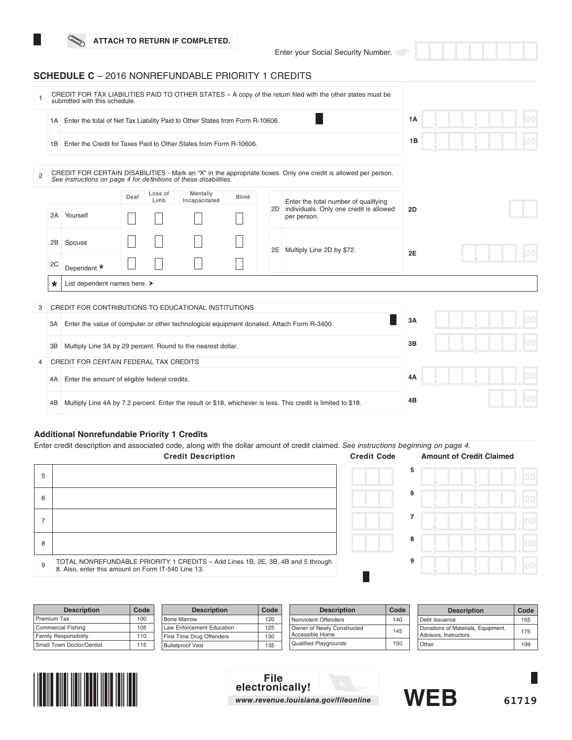ATTACH TO RETURN IF COMPLETED.

Enter your Social Security Number.

## SCHEDULE C – 2016 NONREFUNDABLE PRIORITY 1 CREDITS

**1** CREDIT FOR TAX LIABILITIES PAID TO OTHER STATES – A copy of the return filed with the other states must be submitted with this schedule.

| | | | |
|---|---|---|---|
| 1A | Enter the total of Net Tax Liability Paid to Other States from Form R-10606. | 1A | .00 |
| 1B | Enter the Credit for Taxes Paid to Other States from Form R-10606. | 1B | .00 |

**2** CREDIT FOR CERTAIN DISABILITIES - Mark an "X" in the appropriate boxes. Only one credit is allowed per person. *See instructions on page 4 for definitions of these disabilities.*

| | | Deaf | Loss of Limb | Mentally Incapacitated | Blind |
|---|---|---|---|---|---|
| 2A | Yourself | ☐ | ☐ | ☐ | ☐ |
| 2B | Spouse | ☐ | ☐ | ☐ | ☐ |
| 2C | Dependent * | ☐ | ☐ | ☐ | ☐ |

| | | | |
|---|---|---|---|
| 2D | Enter the total number of qualifying individuals. Only one credit is allowed per person. | 2D | |
| 2E | Multiply Line 2D by $72. | 2E | .00 |

* List dependent names here. ➤

**3** CREDIT FOR CONTRIBUTIONS TO EDUCATIONAL INSTITUTIONS

| | | | |
|---|---|---|---|
| 3A | Enter the value of computer or other technological equipment donated. Attach Form R-3400. | 3A | .00 |
| 3B | Multiply Line 3A by 29 percent. Round to the nearest dollar. | 3B | .00 |

**4** CREDIT FOR CERTAIN FEDERAL TAX CREDITS

| | | | |
|---|---|---|---|
| 4A | Enter the amount of eligible federal credits. | 4A | .00 |
| 4B | Multiply Line 4A by 7.2 percent. Enter the result or $18, whichever is less. This credit is limited to $18. | 4B | .00 |

### Additional Nonrefundable Priority 1 Credits

Enter credit description and associated code, along with the dollar amount of credit claimed. *See instructions beginning on page 4.*

| | Credit Description | Credit Code | | Amount of Credit Claimed |
|---|---|---|---|---|
| 5 | | | 5 | .00 |
| 6 | | | 6 | .00 |
| 7 | | | 7 | .00 |
| 8 | | | 8 | .00 |
| 9 | TOTAL NONREFUNDABLE PRIORITY 1 CREDITS – Add Lines 1B, 2E, 3B, 4B and 5 through 8. Also, enter this amount on Form IT-540 Line 13. | | 9 | .00 |

| Description | Code |
|---|---|
| Premium Tax | 100 |
| Commercial Fishing | 105 |
| Family Responsibility | 110 |
| Small Town Doctor/Dentist | 115 |
| Bone Marrow | 120 |
| Law Enforcement Education | 125 |
| First Time Drug Offenders | 130 |
| Bulletproof Vest | 135 |
| Nonviolent Offenders | 140 |
| Owner of Newly Constructed Accessible Home | 145 |
| Qualified Playgrounds | 150 |
| Debt Issuance | 155 |
| Donations of Materials, Equipment, Advisors, Instructors | 175 |
| Other | 199 |

File electronically!
www.revenue.louisiana.gov/fileonline

WEB

61719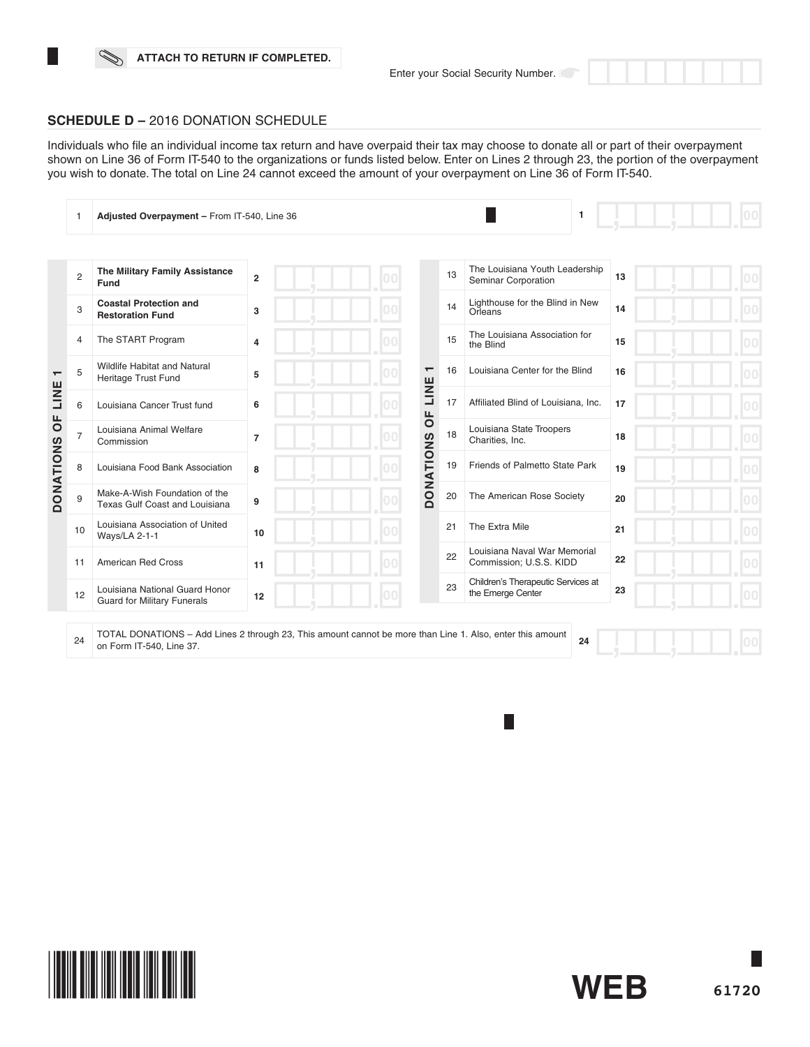ATTACH TO RETURN IF COMPLETED.

Enter your Social Security Number.

## SCHEDULE D – 2016 DONATION SCHEDULE

Individuals who file an individual income tax return and have overpaid their tax may choose to donate all or part of their overpayment shown on Line 36 of Form IT-540 to the organizations or funds listed below. Enter on Lines 2 through 23, the portion of the overpayment you wish to donate. The total on Line 24 cannot exceed the amount of your overpayment on Line 36 of Form IT-540.

| | | | |
|---|---|---|---|
| 1 | **Adjusted Overpayment** – From IT-540, Line 36 | 1 | .00 |

**DONATIONS OF LINE 1**

| | | | |
|---|---|---|---|
| 2 | **The Military Family Assistance Fund** | 2 | .00 |
| 3 | **Coastal Protection and Restoration Fund** | 3 | .00 |
| 4 | The START Program | 4 | .00 |
| 5 | Wildlife Habitat and Natural Heritage Trust Fund | 5 | .00 |
| 6 | Louisiana Cancer Trust fund | 6 | .00 |
| 7 | Louisiana Animal Welfare Commission | 7 | .00 |
| 8 | Louisiana Food Bank Association | 8 | .00 |
| 9 | Make-A-Wish Foundation of the Texas Gulf Coast and Louisiana | 9 | .00 |
| 10 | Louisiana Association of United Ways/LA 2-1-1 | 10 | .00 |
| 11 | American Red Cross | 11 | .00 |
| 12 | Louisiana National Guard Honor Guard for Military Funerals | 12 | .00 |
| 13 | The Louisiana Youth Leadership Seminar Corporation | 13 | .00 |
| 14 | Lighthouse for the Blind in New Orleans | 14 | .00 |
| 15 | The Louisiana Association for the Blind | 15 | .00 |
| 16 | Louisiana Center for the Blind | 16 | .00 |
| 17 | Affiliated Blind of Louisiana, Inc. | 17 | .00 |
| 18 | Louisiana State Troopers Charities, Inc. | 18 | .00 |
| 19 | Friends of Palmetto State Park | 19 | .00 |
| 20 | The American Rose Society | 20 | .00 |
| 21 | The Extra Mile | 21 | .00 |
| 22 | Louisiana Naval War Memorial Commission; U.S.S. KIDD | 22 | .00 |
| 23 | Children's Therapeutic Services at the Emerge Center | 23 | .00 |

| | | | |
|---|---|---|---|
| 24 | TOTAL DONATIONS – Add Lines 2 through 23, This amount cannot be more than Line 1. Also, enter this amount on Form IT-540, Line 37. | 24 | .00 |

WEB

61720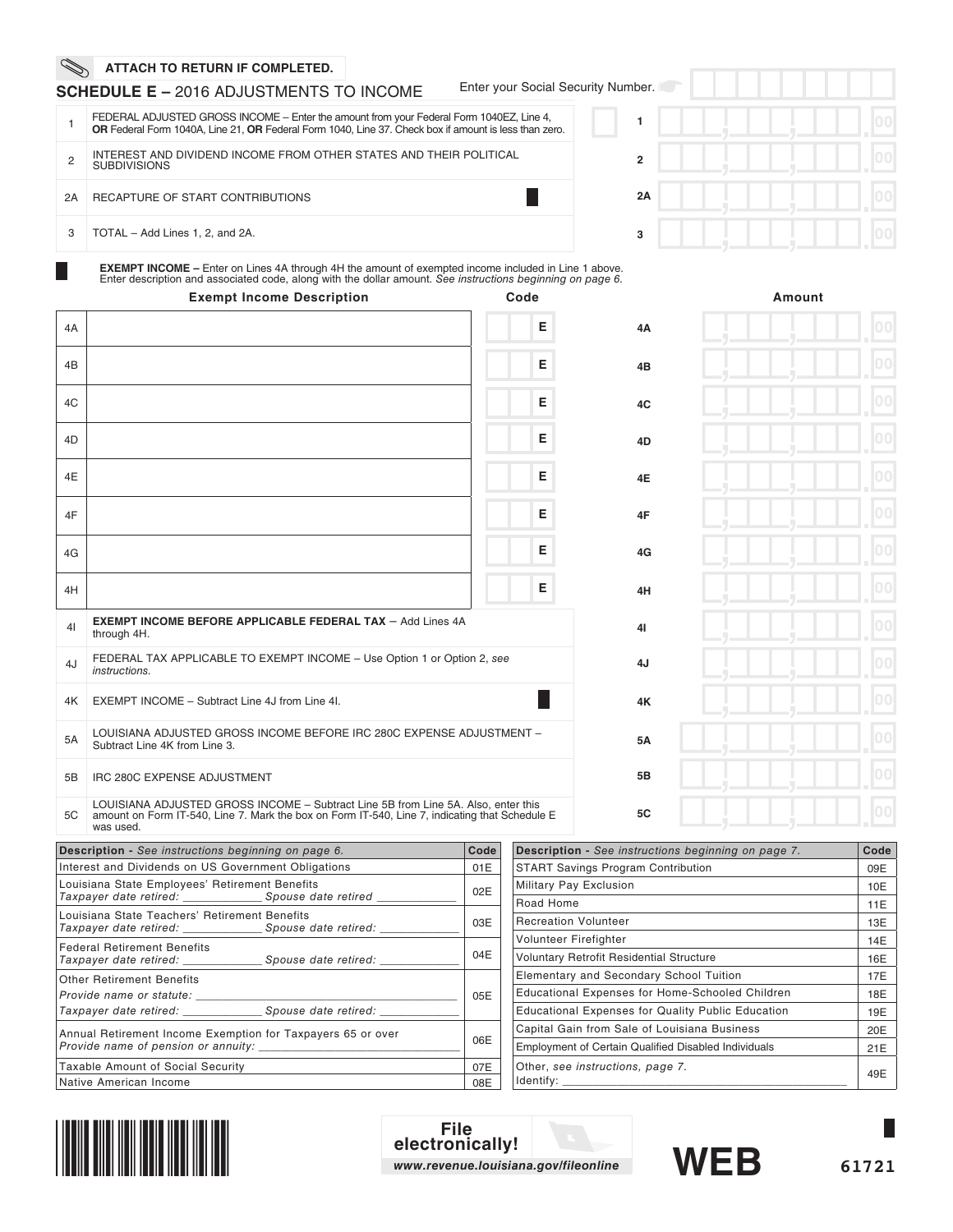ATTACH TO RETURN IF COMPLETED.

## SCHEDULE E – 2016 ADJUSTMENTS TO INCOME

Enter your Social Security Number.

| | | | |
|---|---|---|---|
| 1 | FEDERAL ADJUSTED GROSS INCOME – Enter the amount from your Federal Form 1040EZ, Line 4, **OR** Federal Form 1040A, Line 21, **OR** Federal Form 1040, Line 37. Check box if amount is less than zero. | 1 | .00 |
| 2 | INTEREST AND DIVIDEND INCOME FROM OTHER STATES AND THEIR POLITICAL SUBDIVISIONS | 2 | .00 |
| 2A | RECAPTURE OF START CONTRIBUTIONS | 2A | .00 |
| 3 | TOTAL – Add Lines 1, 2, and 2A. | 3 | .00 |

**EXEMPT INCOME –** Enter on Lines 4A through 4H the amount of exempted income included in Line 1 above. Enter description and associated code, along with the dollar amount. *See instructions beginning on page 6.*

| | Exempt Income Description | Code | | Amount |
|---|---|---|---|---|
| 4A | | E | 4A | .00 |
| 4B | | E | 4B | .00 |
| 4C | | E | 4C | .00 |
| 4D | | E | 4D | .00 |
| 4E | | E | 4E | .00 |
| 4F | | E | 4F | .00 |
| 4G | | E | 4G | .00 |
| 4H | | E | 4H | .00 |
| 4I | **EXEMPT INCOME BEFORE APPLICABLE FEDERAL TAX** – Add Lines 4A through 4H. | | 4I | .00 |
| 4J | FEDERAL TAX APPLICABLE TO EXEMPT INCOME – Use Option 1 or Option 2, *see instructions.* | | 4J | .00 |
| 4K | EXEMPT INCOME – Subtract Line 4J from Line 4I. | | 4K | .00 |
| 5A | LOUISIANA ADJUSTED GROSS INCOME BEFORE IRC 280C EXPENSE ADJUSTMENT – Subtract Line 4K from Line 3. | | 5A | .00 |
| 5B | IRC 280C EXPENSE ADJUSTMENT | | 5B | .00 |
| 5C | LOUISIANA ADJUSTED GROSS INCOME – Subtract Line 5B from Line 5A. Also, enter this amount on Form IT-540, Line 7. Mark the box on Form IT-540, Line 7, indicating that Schedule E was used. | | 5C | .00 |

| **Description** - *See instructions beginning on page 6.* | **Code** |
|---|---|
| Interest and Dividends on US Government Obligations | 01E |
| Louisiana State Employees' Retirement Benefits *Taxpayer date retired: ____________ Spouse date retired ____________* | 02E |
| Louisiana State Teachers' Retirement Benefits *Taxpayer date retired: ____________ Spouse date retired: ____________* | 03E |
| Federal Retirement Benefits *Taxpayer date retired: ____________ Spouse date retired: ____________* | 04E |
| Other Retirement Benefits *Provide name or statute: ____________ Taxpayer date retired: ____________ Spouse date retired: ____________* | 05E |
| Annual Retirement Income Exemption for Taxpayers 65 or over *Provide name of pension or annuity: ____________* | 06E |
| Taxable Amount of Social Security | 07E |
| Native American Income | 08E |

| **Description** - *See instructions beginning on page 7.* | **Code** |
|---|---|
| START Savings Program Contribution | 09E |
| Military Pay Exclusion | 10E |
| Road Home | 11E |
| Recreation Volunteer | 13E |
| Volunteer Firefighter | 14E |
| Voluntary Retrofit Residential Structure | 16E |
| Elementary and Secondary School Tuition | 17E |
| Educational Expenses for Home-Schooled Children | 18E |
| Educational Expenses for Quality Public Education | 19E |
| Capital Gain from Sale of Louisiana Business | 20E |
| Employment of Certain Qualified Disabled Individuals | 21E |
| Other, *see instructions, page 7.* Identify: ____________ | 49E |

File electronically!
*www.revenue.louisiana.gov/fileonline*

WEB

61721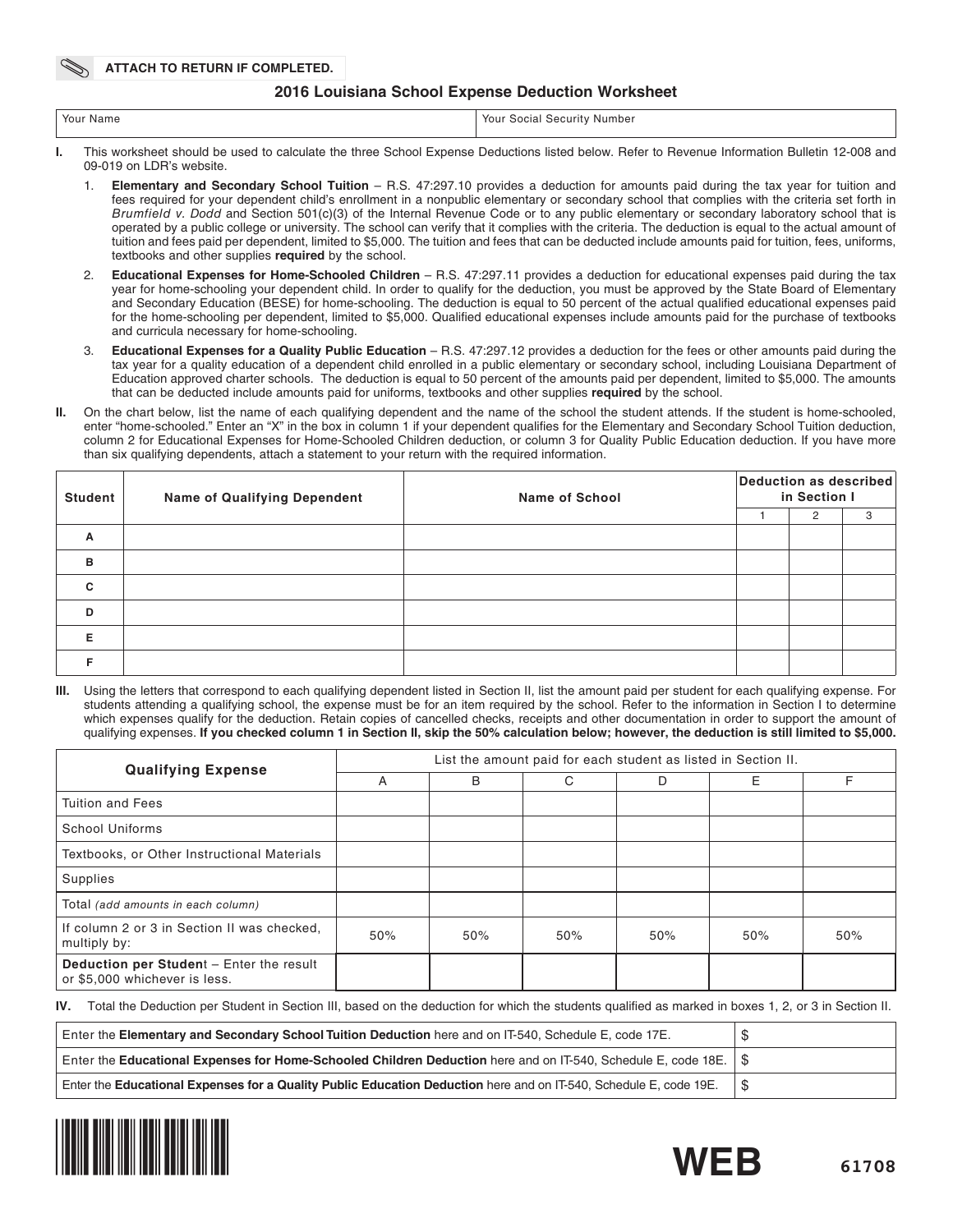**ATTACH TO RETURN IF COMPLETED.**

# 2016 Louisiana School Expense Deduction Worksheet

| Your Name | Your Social Security Number |
|---|---|
| | |

**I.** This worksheet should be used to calculate the three School Expense Deductions listed below. Refer to Revenue Information Bulletin 12-008 and 09-019 on LDR's website.

1. **Elementary and Secondary School Tuition** – R.S. 47:297.10 provides a deduction for amounts paid during the tax year for tuition and fees required for your dependent child's enrollment in a nonpublic elementary or secondary school that complies with the criteria set forth in *Brumfield v. Dodd* and Section 501(c)(3) of the Internal Revenue Code or to any public elementary or secondary laboratory school that is operated by a public college or university. The school can verify that it complies with the criteria. The deduction is equal to the actual amount of tuition and fees paid per dependent, limited to $5,000. The tuition and fees that can be deducted include amounts paid for tuition, fees, uniforms, textbooks and other supplies **required** by the school.
2. **Educational Expenses for Home-Schooled Children** – R.S. 47:297.11 provides a deduction for educational expenses paid during the tax year for home-schooling your dependent child. In order to qualify for the deduction, you must be approved by the State Board of Elementary and Secondary Education (BESE) for home-schooling. The deduction is equal to 50 percent of the actual qualified educational expenses paid for the home-schooling per dependent, limited to $5,000. Qualified educational expenses include amounts paid for the purchase of textbooks and curricula necessary for home-schooling.
3. **Educational Expenses for a Quality Public Education** – R.S. 47:297.12 provides a deduction for the fees or other amounts paid during the tax year for a quality education of a dependent child enrolled in a public elementary or secondary school, including Louisiana Department of Education approved charter schools. The deduction is equal to 50 percent of the amounts paid per dependent, limited to $5,000. The amounts that can be deducted include amounts paid for uniforms, textbooks and other supplies **required** by the school.

**II.** On the chart below, list the name of each qualifying dependent and the name of the school the student attends. If the student is home-schooled, enter "home-schooled." Enter an "X" in the box in column 1 if your dependent qualifies for the Elementary and Secondary School Tuition deduction, column 2 for Educational Expenses for Home-Schooled Children deduction, or column 3 for Quality Public Education deduction. If you have more than six qualifying dependents, attach a statement to your return with the required information.

| Student | Name of Qualifying Dependent | Name of School | Deduction as described in Section I | | |
|---|---|---|---|---|---|
| | | | 1 | 2 | 3 |
| A | | | | | |
| B | | | | | |
| C | | | | | |
| D | | | | | |
| E | | | | | |
| F | | | | | |

**III.** Using the letters that correspond to each qualifying dependent listed in Section II, list the amount paid per student for each qualifying expense. For students attending a qualifying school, the expense must be for an item required by the school. Refer to the information in Section I to determine which expenses qualify for the deduction. Retain copies of cancelled checks, receipts and other documentation in order to support the amount of qualifying expenses. **If you checked column 1 in Section II, skip the 50% calculation below; however, the deduction is still limited to $5,000.**

| Qualifying Expense | List the amount paid for each student as listed in Section II. | | | | | |
|---|---|---|---|---|---|---|
| | A | B | C | D | E | F |
| Tuition and Fees | | | | | | |
| School Uniforms | | | | | | |
| Textbooks, or Other Instructional Materials | | | | | | |
| Supplies | | | | | | |
| Total *(add amounts in each column)* | | | | | | |
| If column 2 or 3 in Section II was checked, multiply by: | 50% | 50% | 50% | 50% | 50% | 50% |
| **Deduction per Student** – Enter the result or $5,000 whichever is less. | | | | | | |

**IV.** Total the Deduction per Student in Section III, based on the deduction for which the students qualified as marked in boxes 1, 2, or 3 in Section II.

| | |
|---|---|
| Enter the **Elementary and Secondary School Tuition Deduction** here and on IT-540, Schedule E, code 17E. | $ |
| Enter the **Educational Expenses for Home-Schooled Children Deduction** here and on IT-540, Schedule E, code 18E. | $ |
| Enter the **Educational Expenses for a Quality Public Education Deduction** here and on IT-540, Schedule E, code 19E. | $ |

WEB 61708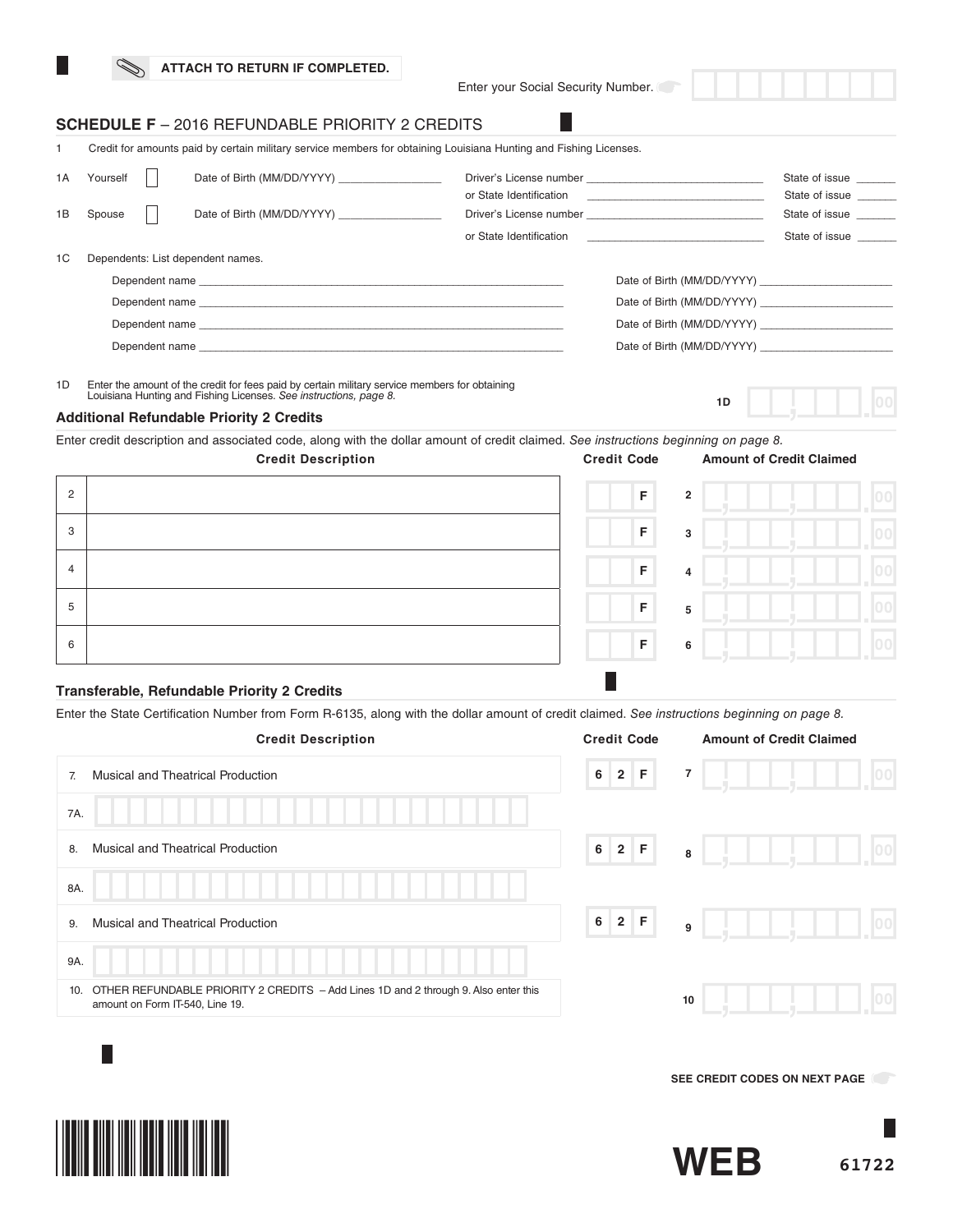ATTACH TO RETURN IF COMPLETED.

Enter your Social Security Number.

## SCHEDULE F – 2016 REFUNDABLE PRIORITY 2 CREDITS

1 Credit for amounts paid by certain military service members for obtaining Louisiana Hunting and Fishing Licenses.

1A Yourself ☐ Date of Birth (MM/DD/YYYY) ________________ Driver's License number ____________________________ State of issue ______
or State Identification ____________________________ State of issue ______

1B Spouse ☐ Date of Birth (MM/DD/YYYY) ________________ Driver's License number ____________________________ State of issue ______
or State Identification ____________________________ State of issue ______

1C Dependents: List dependent names.

Dependent name ____________________________________________ Date of Birth (MM/DD/YYYY) ____________________
Dependent name ____________________________________________ Date of Birth (MM/DD/YYYY) ____________________
Dependent name ____________________________________________ Date of Birth (MM/DD/YYYY) ____________________
Dependent name ____________________________________________ Date of Birth (MM/DD/YYYY) ____________________

1D Enter the amount of the credit for fees paid by certain military service members for obtaining Louisiana Hunting and Fishing Licenses. *See instructions, page 8.* **1D** .00

### Additional Refundable Priority 2 Credits

Enter credit description and associated code, along with the dollar amount of credit claimed. *See instructions beginning on page 8.*

| | Credit Description | Credit Code | | Amount of Credit Claimed |
|---|---|---|---|---|
| 2 | | F | 2 | .00 |
| 3 | | F | 3 | .00 |
| 4 | | F | 4 | .00 |
| 5 | | F | 5 | .00 |
| 6 | | F | 6 | .00 |

### Transferable, Refundable Priority 2 Credits

Enter the State Certification Number from Form R-6135, along with the dollar amount of credit claimed. *See instructions beginning on page 8.*

| | Credit Description | Credit Code | | Amount of Credit Claimed |
|---|---|---|---|---|
| 7. | Musical and Theatrical Production | 62F | 7 | .00 |
| 7A. | | | | |
| 8. | Musical and Theatrical Production | 62F | 8 | .00 |
| 8A. | | | | |
| 9. | Musical and Theatrical Production | 62F | 9 | .00 |
| 9A. | | | | |
| 10. | OTHER REFUNDABLE PRIORITY 2 CREDITS – Add Lines 1D and 2 through 9. Also enter this amount on Form IT-540, Line 19. | | 10 | .00 |

SEE CREDIT CODES ON NEXT PAGE

WEB 61722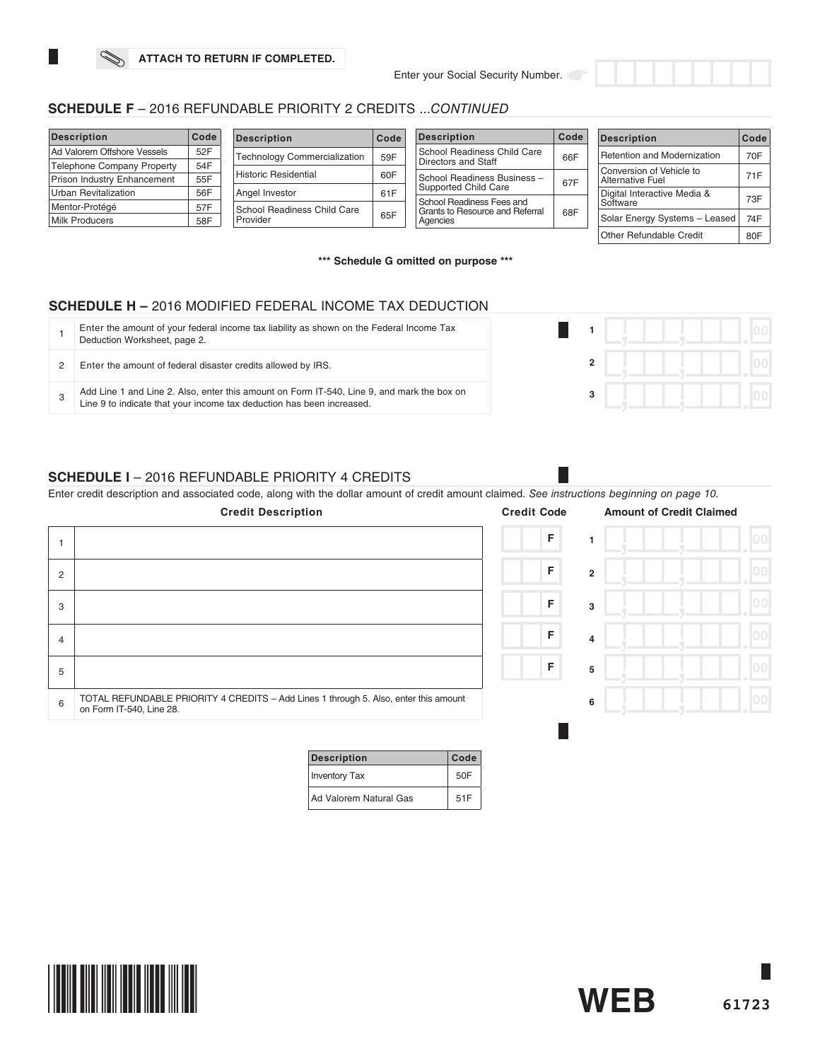ATTACH TO RETURN IF COMPLETED.

Enter your Social Security Number.

## SCHEDULE F – 2016 REFUNDABLE PRIORITY 2 CREDITS ...*CONTINUED*

| Description | Code |
|---|---|
| Ad Valorem Offshore Vessels | 52F |
| Telephone Company Property | 54F |
| Prison Industry Enhancement | 55F |
| Urban Revitalization | 56F |
| Mentor-Protégé | 57F |
| Milk Producers | 58F |

| Description | Code |
|---|---|
| Technology Commercialization | 59F |
| Historic Residential | 60F |
| Angel Investor | 61F |
| School Readiness Child Care Provider | 65F |

| Description | Code |
|---|---|
| School Readiness Child Care Directors and Staff | 66F |
| School Readiness Business – Supported Child Care | 67F |
| School Readiness Fees and Grants to Resource and Referral Agencies | 68F |

| Description | Code |
|---|---|
| Retention and Modernization | 70F |
| Conversion of Vehicle to Alternative Fuel | 71F |
| Digital Interactive Media & Software | 73F |
| Solar Energy Systems – Leased | 74F |
| Other Refundable Credit | 80F |

*** Schedule G omitted on purpose ***

## SCHEDULE H – 2016 MODIFIED FEDERAL INCOME TAX DEDUCTION

| | | | |
|---|---|---|---|
| 1 | Enter the amount of your federal income tax liability as shown on the Federal Income Tax Deduction Worksheet, page 2. | 1 | .00 |
| 2 | Enter the amount of federal disaster credits allowed by IRS. | 2 | .00 |
| 3 | Add Line 1 and Line 2. Also, enter this amount on Form IT-540, Line 9, and mark the box on Line 9 to indicate that your income tax deduction has been increased. | 3 | .00 |

## SCHEDULE I – 2016 REFUNDABLE PRIORITY 4 CREDITS

Enter credit description and associated code, along with the dollar amount of credit amount claimed. *See instructions beginning on page 10.*

| | Credit Description | Credit Code | | Amount of Credit Claimed |
|---|---|---|---|---|
| 1 | | F | 1 | .00 |
| 2 | | F | 2 | .00 |
| 3 | | F | 3 | .00 |
| 4 | | F | 4 | .00 |
| 5 | | F | 5 | .00 |
| 6 | TOTAL REFUNDABLE PRIORITY 4 CREDITS – Add Lines 1 through 5. Also, enter this amount on Form IT-540, Line 28. | | 6 | .00 |

| Description | Code |
|---|---|
| Inventory Tax | 50F |
| Ad Valorem Natural Gas | 51F |

WEB 61723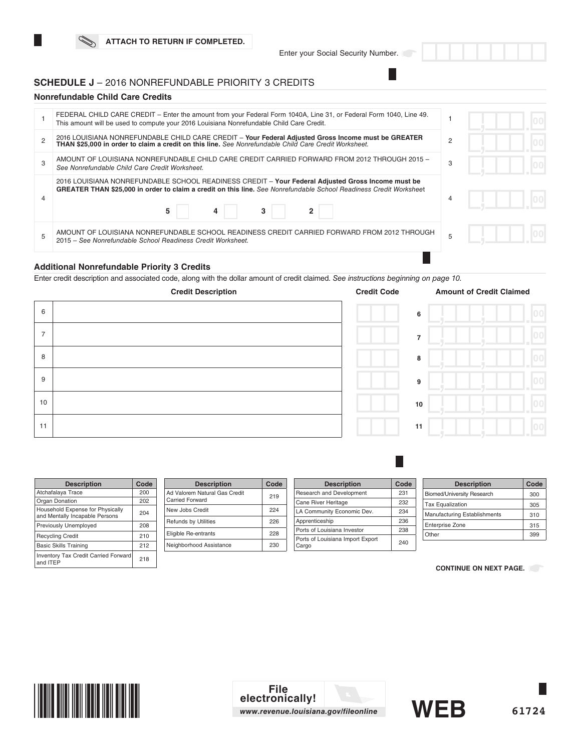ATTACH TO RETURN IF COMPLETED.

Enter your Social Security Number.

## SCHEDULE J – 2016 NONREFUNDABLE PRIORITY 3 CREDITS

### Nonrefundable Child Care Credits

| | | | |
|---|---|---|---|
| 1 | FEDERAL CHILD CARE CREDIT – Enter the amount from your Federal Form 1040A, Line 31, or Federal Form 1040, Line 49. This amount will be used to compute your 2016 Louisiana Nonrefundable Child Care Credit. | 1 | .00 |
| 2 | 2016 LOUISIANA NONREFUNDABLE CHILD CARE CREDIT – **Your Federal Adjusted Gross Income must be GREATER THAN $25,000 in order to claim a credit on this line.** *See Nonrefundable Child Care Credit Worksheet.* | 2 | .00 |
| 3 | AMOUNT OF LOUISIANA NONREFUNDABLE CHILD CARE CREDIT CARRIED FORWARD FROM 2012 THROUGH 2015 – *See Nonrefundable Child Care Credit Worksheet.* | 3 | .00 |
| 4 | 2016 LOUISIANA NONREFUNDABLE SCHOOL READINESS CREDIT – **Your Federal Adjusted Gross Income must be GREATER THAN $25,000 in order to claim a credit on this line.** *See Nonrefundable School Readiness Credit Worksheet* 5 ☐ 4 ☐ 3 ☐ 2 ☐ | 4 | .00 |
| 5 | AMOUNT OF LOUISIANA NONREFUNDABLE SCHOOL READINESS CREDIT CARRIED FORWARD FROM 2012 THROUGH 2015 – *See Nonrefundable School Readiness Credit Worksheet.* | 5 | .00 |

### Additional Nonrefundable Priority 3 Credits

Enter credit description and associated code, along with the dollar amount of credit claimed. *See instructions beginning on page 10.*

| | Credit Description | Credit Code | | Amount of Credit Claimed |
|---|---|---|---|---|
| 6 | | | 6 | .00 |
| 7 | | | 7 | .00 |
| 8 | | | 8 | .00 |
| 9 | | | 9 | .00 |
| 10 | | | 10 | .00 |
| 11 | | | 11 | .00 |

| Description | Code |
|---|---|
| Atchafalaya Trace | 200 |
| Organ Donation | 202 |
| Household Expense for Physically and Mentally Incapable Persons | 204 |
| Previously Unemployed | 208 |
| Recycling Credit | 210 |
| Basic Skills Training | 212 |
| Inventory Tax Credit Carried Forward and ITEP | 218 |

| Description | Code |
|---|---|
| Ad Valorem Natural Gas Credit Carried Forward | 219 |
| New Jobs Credit | 224 |
| Refunds by Utilities | 226 |
| Eligible Re-entrants | 228 |
| Neighborhood Assistance | 230 |

| Description | Code |
|---|---|
| Research and Development | 231 |
| Cane River Heritage | 232 |
| LA Community Economic Dev. | 234 |
| Apprenticeship | 236 |
| Ports of Louisiana Investor | 238 |
| Ports of Louisiana Import Export Cargo | 240 |

| Description | Code |
|---|---|
| Biomed/University Research | 300 |
| Tax Equalization | 305 |
| Manufacturing Establishments | 310 |
| Enterprise Zone | 315 |
| Other | 399 |

CONTINUE ON NEXT PAGE.

File electronically!
www.revenue.louisiana.gov/fileonline

WEB

61724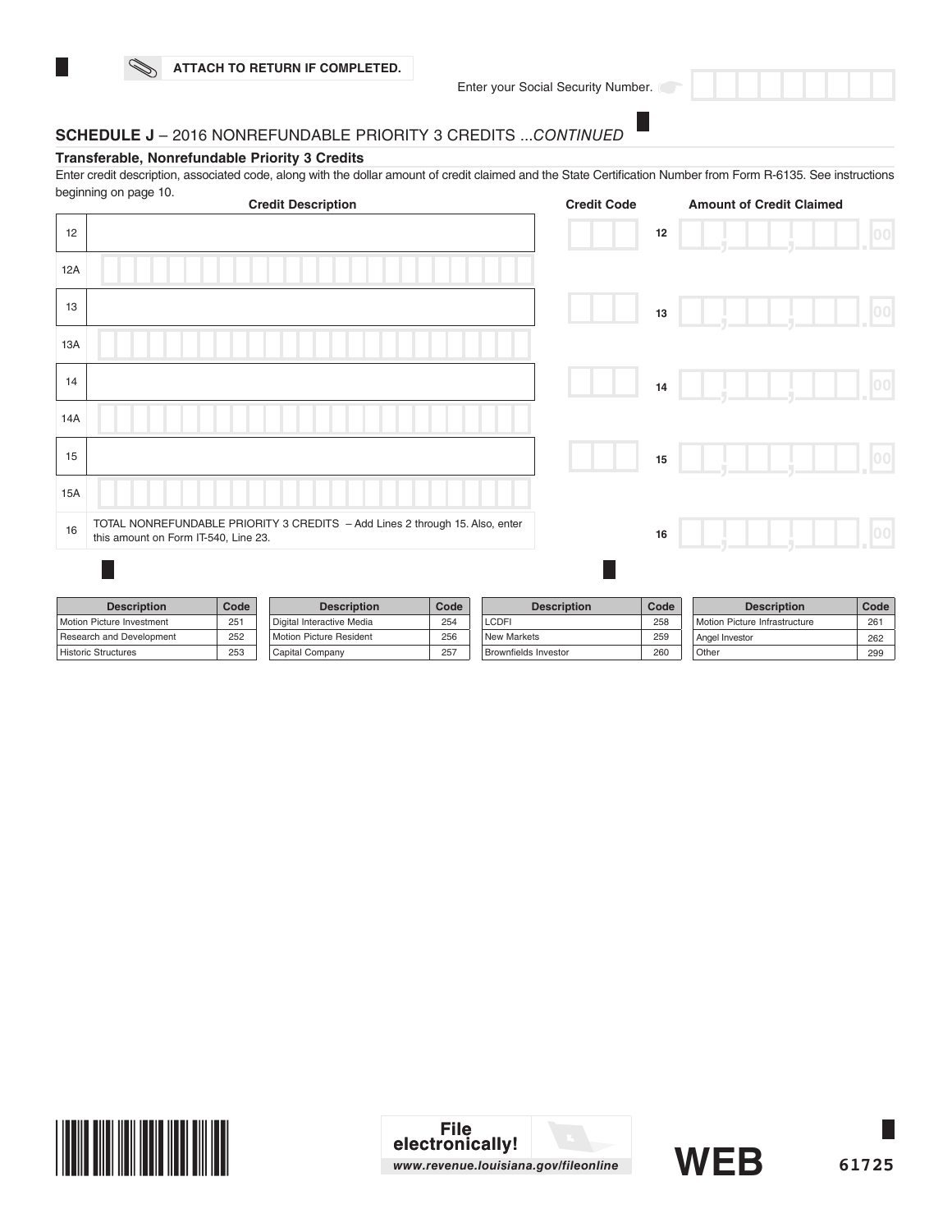**ATTACH TO RETURN IF COMPLETED.**

Enter your Social Security Number.

## SCHEDULE J – 2016 NONREFUNDABLE PRIORITY 3 CREDITS ...*CONTINUED*

### Transferable, Nonrefundable Priority 3 Credits

Enter credit description, associated code, along with the dollar amount of credit claimed and the State Certification Number from Form R-6135. See instructions beginning on page 10.

| | Credit Description | Credit Code | | Amount of Credit Claimed |
|---|---|---|---|---|
| 12 | | | 12 | .00 |
| 12A | | | | |
| 13 | | | 13 | .00 |
| 13A | | | | |
| 14 | | | 14 | .00 |
| 14A | | | | |
| 15 | | | 15 | .00 |
| 15A | | | | |
| 16 | TOTAL NONREFUNDABLE PRIORITY 3 CREDITS – Add Lines 2 through 15. Also, enter this amount on Form IT-540, Line 23. | | 16 | .00 |

| Description | Code | Description | Code | Description | Code | Description | Code |
|---|---|---|---|---|---|---|---|
| Motion Picture Investment | 251 | Digital Interactive Media | 254 | LCDFI | 258 | Motion Picture Infrastructure | 261 |
| Research and Development | 252 | Motion Picture Resident | 256 | New Markets | 259 | Angel Investor | 262 |
| Historic Structures | 253 | Capital Company | 257 | Brownfields Investor | 260 | Other | 299 |

File electronically!
www.revenue.louisiana.gov/fileonline

WEB

61725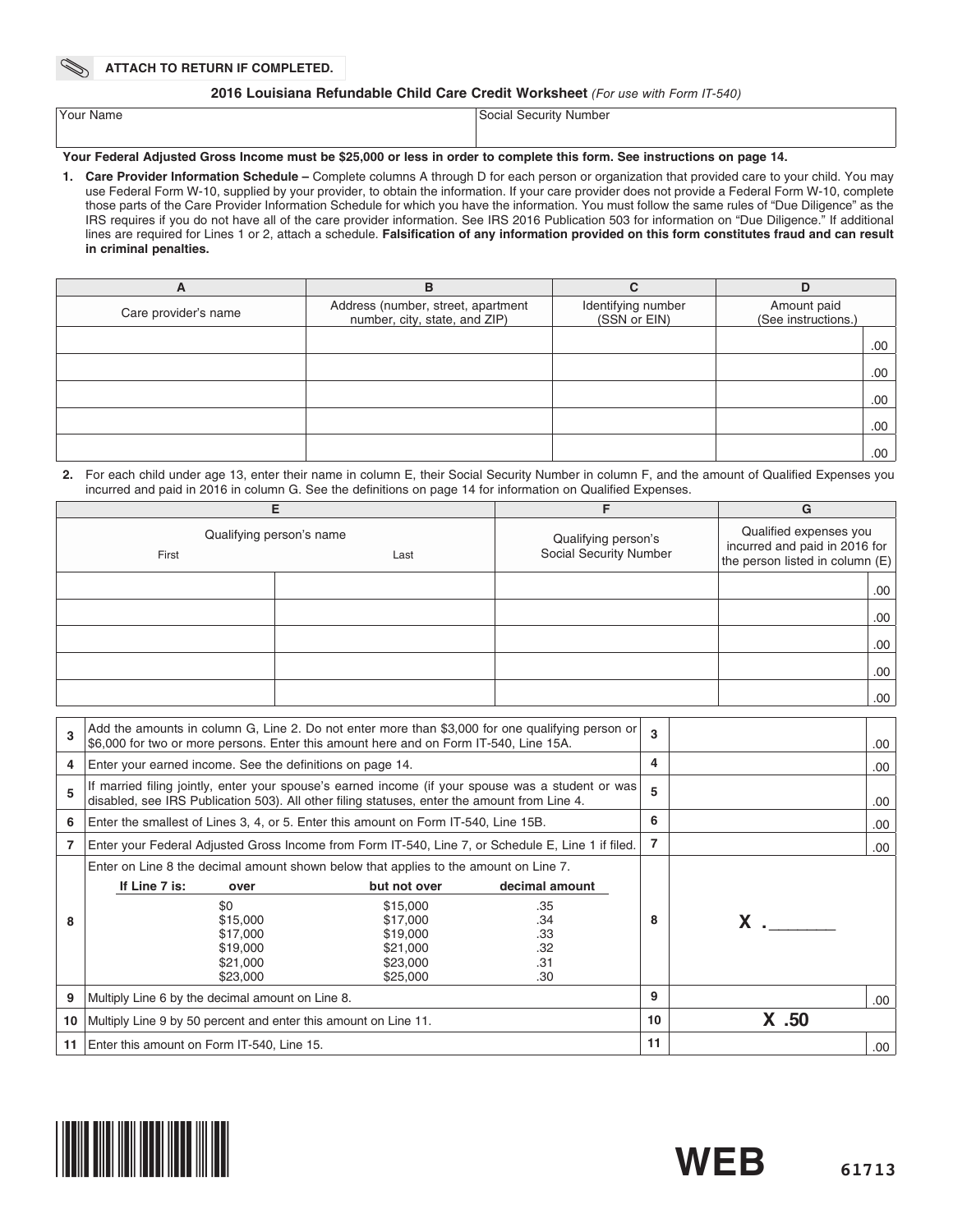ATTACH TO RETURN IF COMPLETED.

## 2016 Louisiana Refundable Child Care Credit Worksheet *(For use with Form IT-540)*

| Your Name | Social Security Number |
|---|---|
| | |

**Your Federal Adjusted Gross Income must be $25,000 or less in order to complete this form. See instructions on page 14.**

1. **Care Provider Information Schedule –** Complete columns A through D for each person or organization that provided care to your child. You may use Federal Form W-10, supplied by your provider, to obtain the information. If your care provider does not provide a Federal Form W-10, complete those parts of the Care Provider Information Schedule for which you have the information. You must follow the same rules of "Due Diligence" as the IRS requires if you do not have all of the care provider information. See IRS 2016 Publication 503 for information on "Due Diligence." If additional lines are required for Lines 1 or 2, attach a schedule. **Falsification of any information provided on this form constitutes fraud and can result in criminal penalties.**

| A | B | C | D |
|---|---|---|---|
| Care provider's name | Address (number, street, apartment number, city, state, and ZIP) | Identifying number (SSN or EIN) | Amount paid (See instructions.) |
| | | | .00 |
| | | | .00 |
| | | | .00 |
| | | | .00 |
| | | | .00 |

2. For each child under age 13, enter their name in column E, their Social Security Number in column F, and the amount of Qualified Expenses you incurred and paid in 2016 in column G. See the definitions on page 14 for information on Qualified Expenses.

| E | | F | G |
|---|---|---|---|
| Qualifying person's name | | Qualifying person's Social Security Number | Qualified expenses you incurred and paid in 2016 for the person listed in column (E) |
| First | Last | | |
| | | | .00 |
| | | | .00 |
| | | | .00 |
| | | | .00 |
| | | | .00 |

| | | | |
|---|---|---|---|
| 3 | Add the amounts in column G, Line 2. Do not enter more than $3,000 for one qualifying person or $6,000 for two or more persons. Enter this amount here and on Form IT-540, Line 15A. | 3 | .00 |
| 4 | Enter your earned income. See the definitions on page 14. | 4 | .00 |
| 5 | If married filing jointly, enter your spouse's earned income (if your spouse was a student or was disabled, see IRS Publication 503). All other filing statuses, enter the amount from Line 4. | 5 | .00 |
| 6 | Enter the smallest of Lines 3, 4, or 5. Enter this amount on Form IT-540, Line 15B. | 6 | .00 |
| 7 | Enter your Federal Adjusted Gross Income from Form IT-540, Line 7, or Schedule E, Line 1 if filed. | 7 | .00 |
| 8 | Enter on Line 8 the decimal amount shown below that applies to the amount on Line 7. | 8 | X .______ |
| 9 | Multiply Line 6 by the decimal amount on Line 8. | 9 | .00 |
| 10 | Multiply Line 9 by 50 percent and enter this amount on Line 11. | 10 | X .50 |
| 11 | Enter this amount on Form IT-540, Line 15. | 11 | .00 |

Line 8 table:

| If Line 7 is: over | but not over | decimal amount |
|---|---|---|
| $0 | $15,000 | .35 |
| $15,000 | $17,000 | .34 |
| $17,000 | $19,000 | .33 |
| $19,000 | $21,000 | .32 |
| $21,000 | $23,000 | .31 |
| $23,000 | $25,000 | .30 |

WEB 61713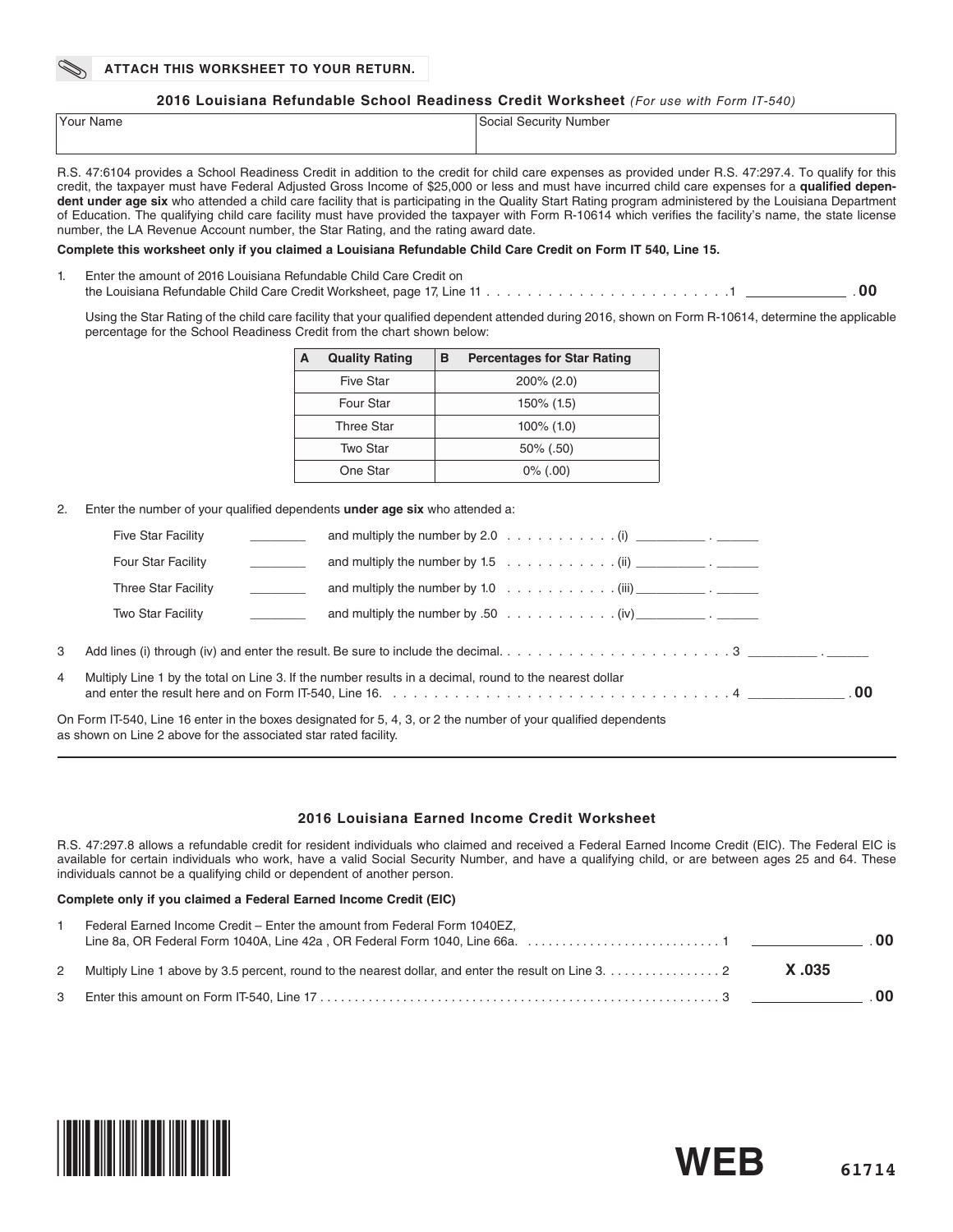**ATTACH THIS WORKSHEET TO YOUR RETURN.**

## 2016 Louisiana Refundable School Readiness Credit Worksheet *(For use with Form IT-540)*

| Your Name | Social Security Number |
|---|---|
| | |

R.S. 47:6104 provides a School Readiness Credit in addition to the credit for child care expenses as provided under R.S. 47:297.4. To qualify for this credit, the taxpayer must have Federal Adjusted Gross Income of $25,000 or less and must have incurred child care expenses for a **qualified dependent under age six** who attended a child care facility that is participating in the Quality Start Rating program administered by the Louisiana Department of Education. The qualifying child care facility must have provided the taxpayer with Form R-10614 which verifies the facility's name, the state license number, the LA Revenue Account number, the Star Rating, and the rating award date.

**Complete this worksheet only if you claimed a Louisiana Refundable Child Care Credit on Form IT 540, Line 15.**

1. Enter the amount of 2016 Louisiana Refundable Child Care Credit on the Louisiana Refundable Child Care Credit Worksheet, page 17, Line 11 . . . . . . . . . . . . . . . . . . . . . . . . . 1 ____________ .00

   Using the Star Rating of the child care facility that your qualified dependent attended during 2016, shown on Form R-10614, determine the applicable percentage for the School Readiness Credit from the chart shown below:

| A Quality Rating | B Percentages for Star Rating |
|---|---|
| Five Star | 200% (2.0) |
| Four Star | 150% (1.5) |
| Three Star | 100% (1.0) |
| Two Star | 50% (.50) |
| One Star | 0% (.00) |

2. Enter the number of your qualified dependents **under age six** who attended a:

   Five Star Facility ________ and multiply the number by 2.0 . . . . . . . . . . . (i) __________ . ______

   Four Star Facility ________ and multiply the number by 1.5 . . . . . . . . . . . (ii) __________ . ______

   Three Star Facility ________ and multiply the number by 1.0 . . . . . . . . . . . (iii) __________ . ______

   Two Star Facility ________ and multiply the number by .50 . . . . . . . . . . . (iv) __________ . ______

3. Add lines (i) through (iv) and enter the result. Be sure to include the decimal. . . . . . . . . . . . . . . . . . . . . . . . 3 __________ . ______

4. Multiply Line 1 by the total on Line 3. If the number results in a decimal, round to the nearest dollar and enter the result here and on Form IT-540, Line 16. . . . . . . . . . . . . . . . . . . . . . . . . . . . . . . . . . . 4 ____________ .00

On Form IT-540, Line 16 enter in the boxes designated for 5, 4, 3, or 2 the number of your qualified dependents as shown on Line 2 above for the associated star rated facility.

---

## 2016 Louisiana Earned Income Credit Worksheet

R.S. 47:297.8 allows a refundable credit for resident individuals who claimed and received a Federal Earned Income Credit (EIC). The Federal EIC is available for certain individuals who work, have a valid Social Security Number, and have a qualifying child, or are between ages 25 and 64. These individuals cannot be a qualifying child or dependent of another person.

**Complete only if you claimed a Federal Earned Income Credit (EIC)**

1. Federal Earned Income Credit – Enter the amount from Federal Form 1040EZ, Line 8a, OR Federal Form 1040A, Line 42a , OR Federal Form 1040, Line 66a. . . . . . . . . . . . . . . . . . . . . . . . . . . . 1 ____________ .00
2. Multiply Line 1 above by 3.5 percent, round to the nearest dollar, and enter the result on Line 3. . . . . . . . . . . . . . . . 2 **X .035**
3. Enter this amount on Form IT-540, Line 17 . . . . . . . . . . . . . . . . . . . . . . . . . . . . . . . . . . . . . . . . . . . . . . . . . . . . 3 ____________ .00

**WEB** 61714